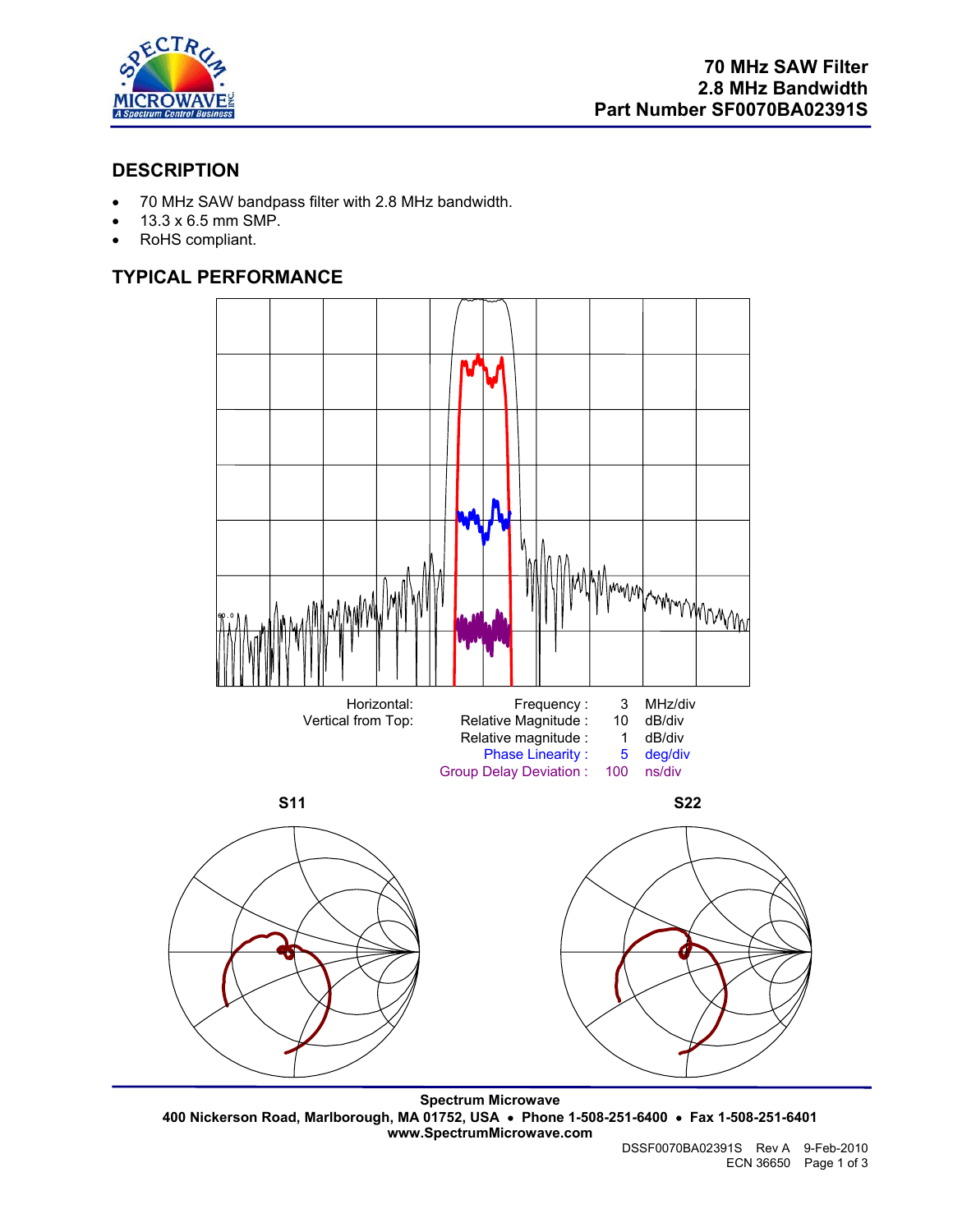# 70 MHz SAW Filter
# 2.8 MHz Bandwidth
# Part Number SF0070BA02391S

## DESCRIPTION

- 70 MHz SAW bandpass filter with 2.8 MHz bandwidth.
- 13.3 x 6.5 mm SMP.
- RoHS compliant.

## TYPICAL PERFORMANCE

| | | | |
|---|---|---|---|
| Horizontal: | Frequency : | 3 | MHz/div |
| Vertical from Top: | Relative Magnitude : | 10 | dB/div |
| | Relative magnitude : | 1 | dB/div |
| | Phase Linearity : | 5 | deg/div |
| | Group Delay Deviation : | 100 | ns/div |

**S11** **S22**

**Spectrum Microwave**
**400 Nickerson Road, Marlborough, MA 01752, USA • Phone 1-508-251-6400 • Fax 1-508-251-6401**
**www.SpectrumMicrowave.com**

DSSF0070BA02391S Rev A 9-Feb-2010
ECN 36650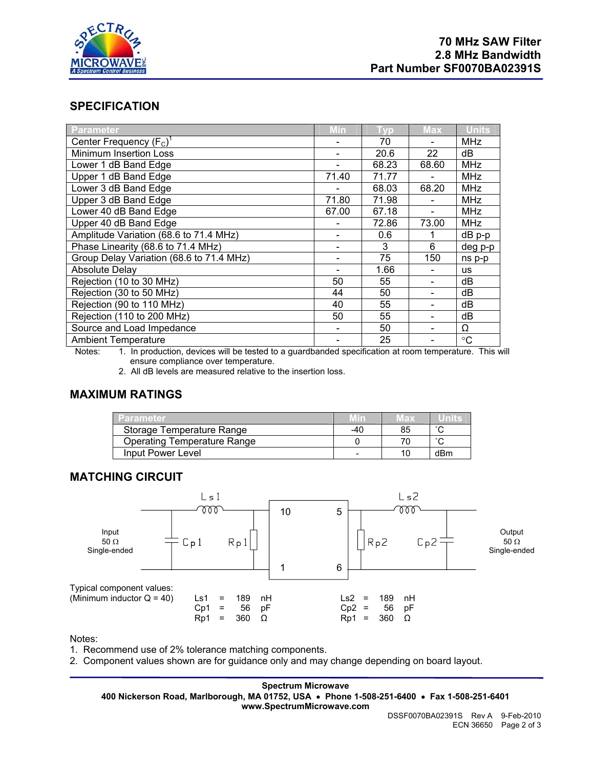# 70 MHz SAW Filter
# 2.8 MHz Bandwidth
# Part Number SF0070BA02391S

## SPECIFICATION

| Parameter | Min | Typ | Max | Units |
|---|---|---|---|---|
| Center Frequency ($F_C$)[1] | - | 70 | - | MHz |
| Minimum Insertion Loss | - | 20.6 | 22 | dB |
| Lower 1 dB Band Edge | - | 68.23 | 68.60 | MHz |
| Upper 1 dB Band Edge | 71.40 | 71.77 | - | MHz |
| Lower 3 dB Band Edge | - | 68.03 | 68.20 | MHz |
| Upper 3 dB Band Edge | 71.80 | 71.98 | - | MHz |
| Lower 40 dB Band Edge | 67.00 | 67.18 | - | MHz |
| Upper 40 dB Band Edge | - | 72.86 | 73.00 | MHz |
| Amplitude Variation (68.6 to 71.4 MHz) | - | 0.6 | 1 | dB p-p |
| Phase Linearity (68.6 to 71.4 MHz) | - | 3 | 6 | deg p-p |
| Group Delay Variation (68.6 to 71.4 MHz) | - | 75 | 150 | ns p-p |
| Absolute Delay | - | 1.66 | - | us |
| Rejection (10 to 30 MHz) | 50 | 55 | - | dB |
| Rejection (30 to 50 MHz) | 44 | 50 | - | dB |
| Rejection (90 to 110 MHz) | 40 | 55 | - | dB |
| Rejection (110 to 200 MHz) | 50 | 55 | - | dB |
| Source and Load Impedance | - | 50 | - | Ω |
| Ambient Temperature | - | 25 | - | °C |

Notes:
1. In production, devices will be tested to a guardbanded specification at room temperature. This will ensure compliance over temperature.
2. All dB levels are measured relative to the insertion loss.

## MAXIMUM RATINGS

| Parameter | Min | Max | Units |
|---|---|---|---|
| Storage Temperature Range | -40 | 85 | °C |
| Operating Temperature Range | 0 | 70 | °C |
| Input Power Level | - | 10 | dBm |

## MATCHING CIRCUIT

Input 50 Ω Single-ended — Ls1, Cp1, Rp1 — pins 10, 1 / 5, 6 — Rp2, Cp2, Ls2 — Output 50 Ω Single-ended

Typical component values:
(Minimum inductor Q = 40)

| | | | | | | | |
|---|---|---|---|---|---|---|---|
| Ls1 | = | 189 | nH | Ls2 | = | 189 | nH |
| Cp1 | = | 56 | pF | Cp2 | = | 56 | pF |
| Rp1 | = | 360 | Ω | Rp1 | = | 360 | Ω |

Notes:
1. Recommend use of 2% tolerance matching components.
2. Component values shown are for guidance only and may change depending on board layout.

**Spectrum Microwave**
**400 Nickerson Road, Marlborough, MA 01752, USA • Phone 1-508-251-6400 • Fax 1-508-251-6401**
**www.SpectrumMicrowave.com**

DSSF0070BA02391S Rev A 9-Feb-2010
ECN 36650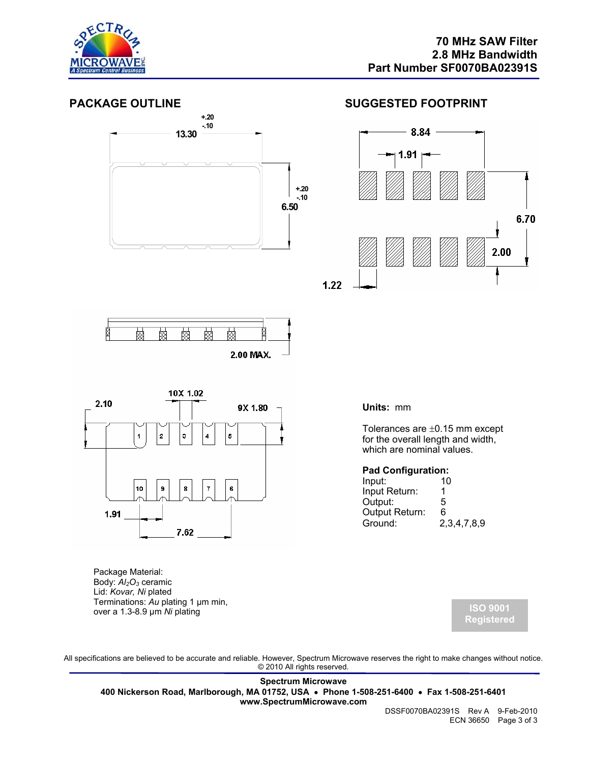# PACKAGE OUTLINE

13.30 +.20 -.10

6.50 +.20 -.10

2.00 MAX.

10X 1.02

2.10

9X 1.80

1 2 3 4 5

10 9 8 7 6

1.91

7.62

# SUGGESTED FOOTPRINT

8.84

1.91

6.70

2.00

1.22

**Units:** mm

Tolerances are ±0.15 mm except for the overall length and width, which are nominal values.

**Pad Configuration:**

| | |
|---|---|
| Input: | 10 |
| Input Return: | 1 |
| Output: | 5 |
| Output Return: | 6 |
| Ground: | 2,3,4,7,8,9 |

Package Material:
Body: *$Al_2O_3$* ceramic
Lid: *Kovar, Ni* plated
Terminations: *Au* plating 1 μm min, over a 1.3-8.9 μm *Ni* plating

ISO 9001 Registered

All specifications are believed to be accurate and reliable. However, Spectrum Microwave reserves the right to make changes without notice.
© 2010 All rights reserved.

**Spectrum Microwave**
**400 Nickerson Road, Marlborough, MA 01752, USA • Phone 1-508-251-6400 • Fax 1-508-251-6401**
**www.SpectrumMicrowave.com**

DSSF0070BA02391S Rev A 9-Feb-2010
ECN 36650